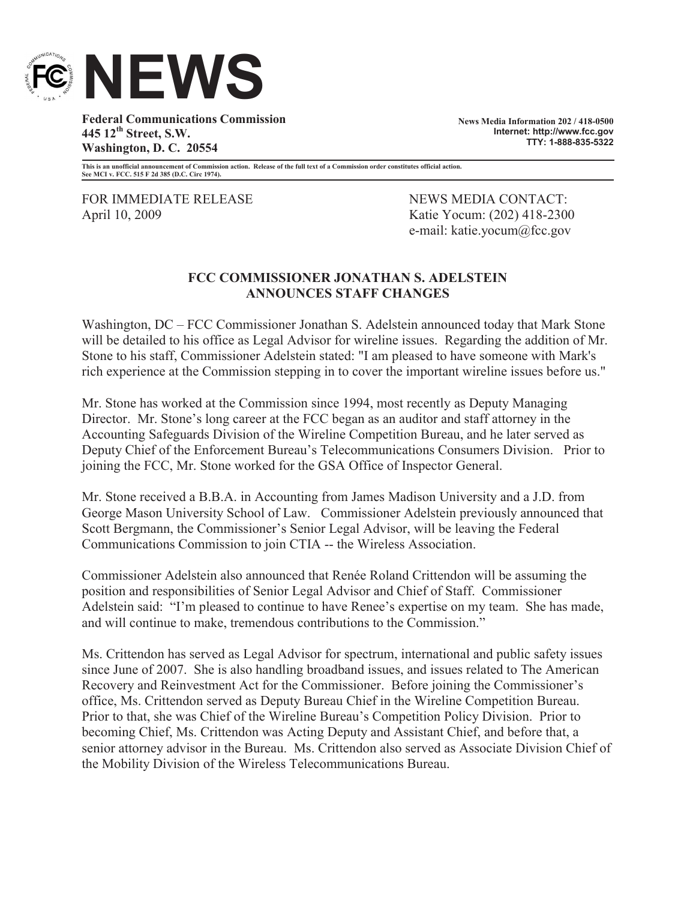# NEWS

**Federal Communications Commission**
**445 12th Street, S.W.**
**Washington, D. C. 20554**

**News Media Information 202 / 418-0500**
**Internet: http://www.fcc.gov**
**TTY: 1-888-835-5322**

**This is an unofficial announcement of Commission action. Release of the full text of a Commission order constitutes official action. See MCI v. FCC. 515 F 2d 385 (D.C. Circ 1974).**

FOR IMMEDIATE RELEASE
April 10, 2009

NEWS MEDIA CONTACT:
Katie Yocum: (202) 418-2300
e-mail: katie.yocum@fcc.gov

## FCC COMMISSIONER JONATHAN S. ADELSTEIN ANNOUNCES STAFF CHANGES

Washington, DC – FCC Commissioner Jonathan S. Adelstein announced today that Mark Stone will be detailed to his office as Legal Advisor for wireline issues. Regarding the addition of Mr. Stone to his staff, Commissioner Adelstein stated: "I am pleased to have someone with Mark's rich experience at the Commission stepping in to cover the important wireline issues before us."

Mr. Stone has worked at the Commission since 1994, most recently as Deputy Managing Director. Mr. Stone's long career at the FCC began as an auditor and staff attorney in the Accounting Safeguards Division of the Wireline Competition Bureau, and he later served as Deputy Chief of the Enforcement Bureau's Telecommunications Consumers Division. Prior to joining the FCC, Mr. Stone worked for the GSA Office of Inspector General.

Mr. Stone received a B.B.A. in Accounting from James Madison University and a J.D. from George Mason University School of Law. Commissioner Adelstein previously announced that Scott Bergmann, the Commissioner's Senior Legal Advisor, will be leaving the Federal Communications Commission to join CTIA -- the Wireless Association.

Commissioner Adelstein also announced that Renée Roland Crittendon will be assuming the position and responsibilities of Senior Legal Advisor and Chief of Staff. Commissioner Adelstein said: "I'm pleased to continue to have Renee's expertise on my team. She has made, and will continue to make, tremendous contributions to the Commission."

Ms. Crittendon has served as Legal Advisor for spectrum, international and public safety issues since June of 2007. She is also handling broadband issues, and issues related to The American Recovery and Reinvestment Act for the Commissioner. Before joining the Commissioner's office, Ms. Crittendon served as Deputy Bureau Chief in the Wireline Competition Bureau. Prior to that, she was Chief of the Wireline Bureau's Competition Policy Division. Prior to becoming Chief, Ms. Crittendon was Acting Deputy and Assistant Chief, and before that, a senior attorney advisor in the Bureau. Ms. Crittendon also served as Associate Division Chief of the Mobility Division of the Wireless Telecommunications Bureau.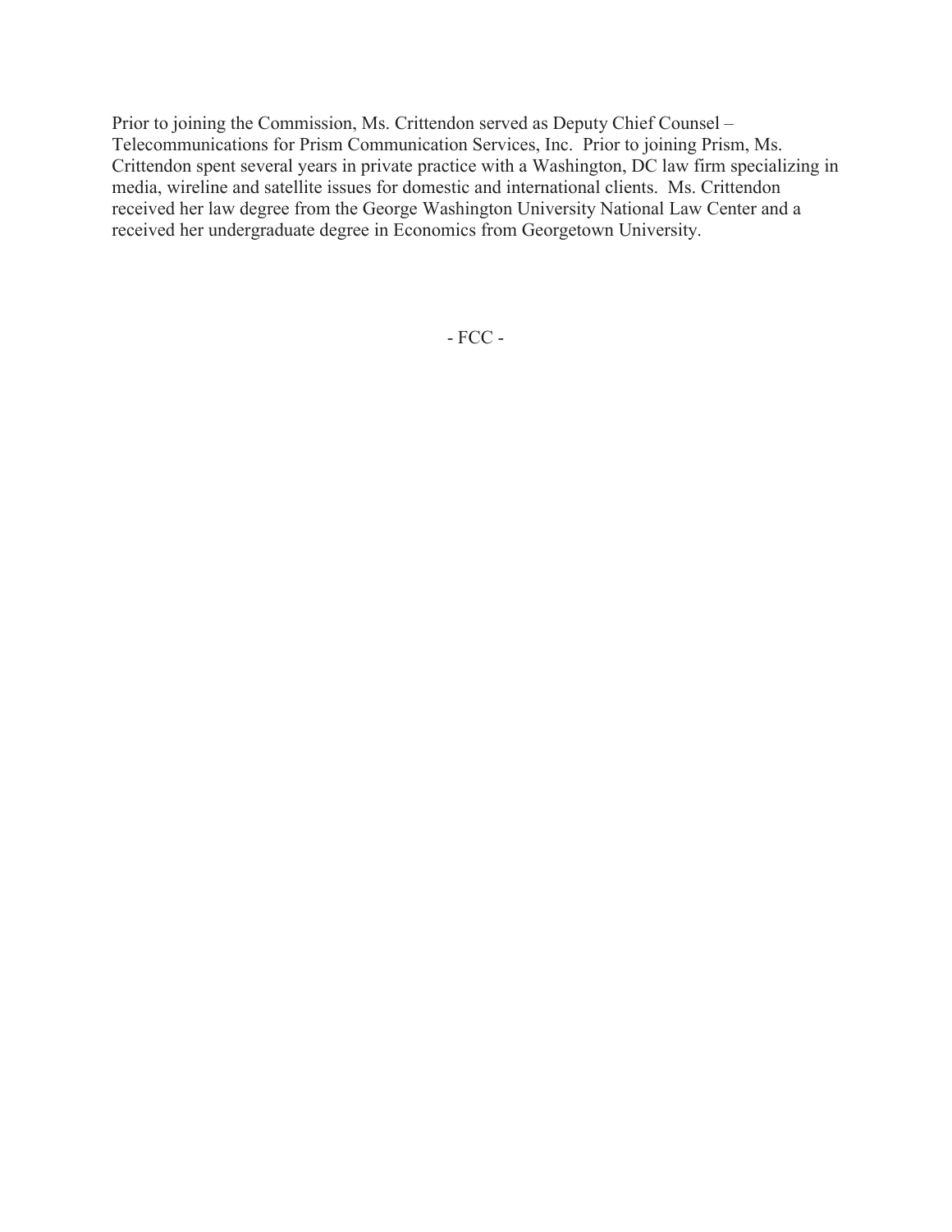Prior to joining the Commission, Ms. Crittendon served as Deputy Chief Counsel – Telecommunications for Prism Communication Services, Inc. Prior to joining Prism, Ms. Crittendon spent several years in private practice with a Washington, DC law firm specializing in media, wireline and satellite issues for domestic and international clients. Ms. Crittendon received her law degree from the George Washington University National Law Center and a received her undergraduate degree in Economics from Georgetown University.

- FCC -